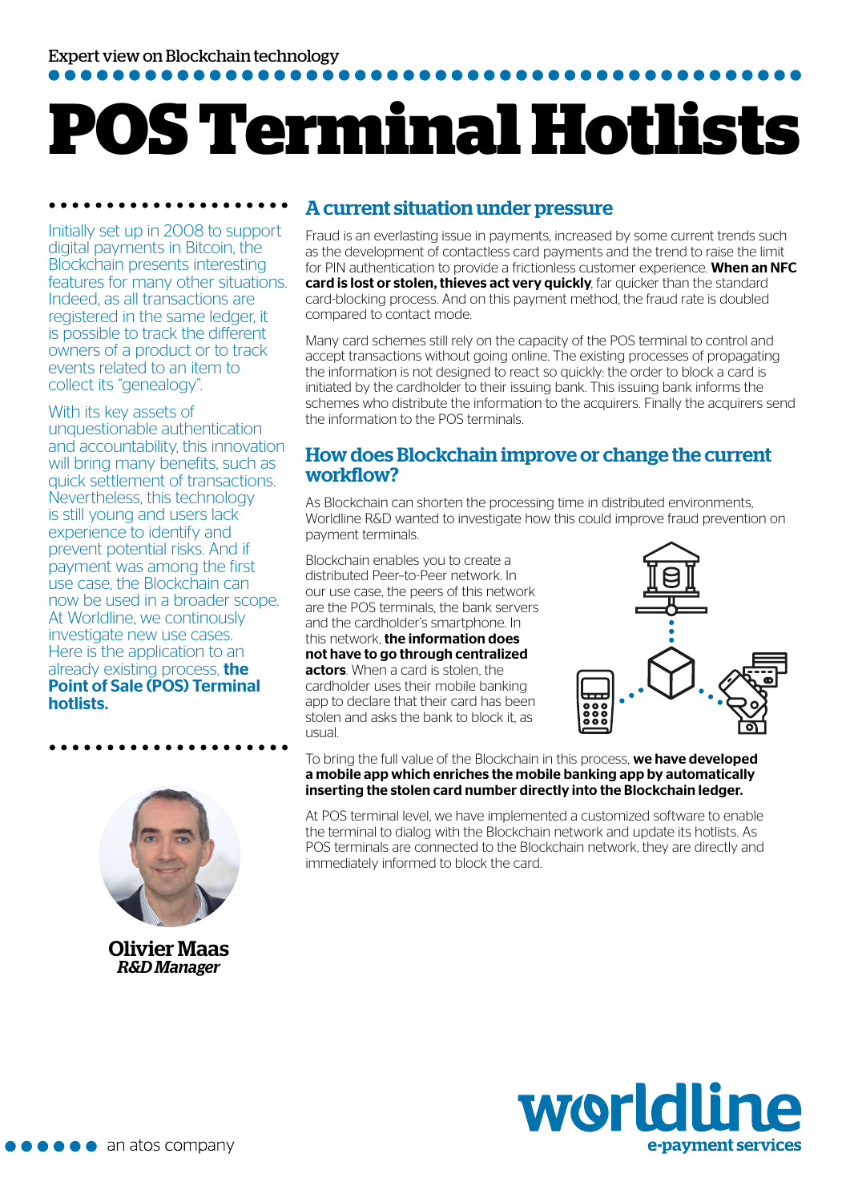Expert view on Blockchain technology

# POS Terminal Hotlists

Initially set up in 2008 to support digital payments in Bitcoin, the Blockchain presents interesting features for many other situations. Indeed, as all transactions are registered in the same ledger, it is possible to track the different owners of a product or to track events related to an item to collect its "genealogy".

With its key assets of unquestionable authentication and accountability, this innovation will bring many benefits, such as quick settlement of transactions. Nevertheless, this technology is still young and users lack experience to identify and prevent potential risks. And if payment was among the first use case, the Blockchain can now be used in a broader scope. At Worldline, we continously investigate new use cases. Here is the application to an already existing process, **the Point of Sale (POS) Terminal hotlists.**

**Olivier Maas**
*R&D Manager*

## A current situation under pressure

Fraud is an everlasting issue in payments, increased by some current trends such as the development of contactless card payments and the trend to raise the limit for PIN authentication to provide a frictionless customer experience. **When an NFC card is lost or stolen, thieves act very quickly**, far quicker than the standard card-blocking process. And on this payment method, the fraud rate is doubled compared to contact mode.

Many card schemes still rely on the capacity of the POS terminal to control and accept transactions without going online. The existing processes of propagating the information is not designed to react so quickly: the order to block a card is initiated by the cardholder to their issuing bank. This issuing bank informs the schemes who distribute the information to the acquirers. Finally the acquirers send the information to the POS terminals.

## How does Blockchain improve or change the current workflow?

As Blockchain can shorten the processing time in distributed environments, Worldline R&D wanted to investigate how this could improve fraud prevention on payment terminals.

Blockchain enables you to create a distributed Peer-to-Peer network. In our use case, the peers of this network are the POS terminals, the bank servers and the cardholder's smartphone. In this network, **the information does not have to go through centralized actors**. When a card is stolen, the cardholder uses their mobile banking app to declare that their card has been stolen and asks the bank to block it, as usual.

To bring the full value of the Blockchain in this process, **we have developed a mobile app which enriches the mobile banking app by automatically inserting the stolen card number directly into the Blockchain ledger.**

At POS terminal level, we have implemented a customized software to enable the terminal to dialog with the Blockchain network and update its hotlists. As POS terminals are connected to the Blockchain network, they are directly and immediately informed to block the card.

an atos company

worldline
e-payment services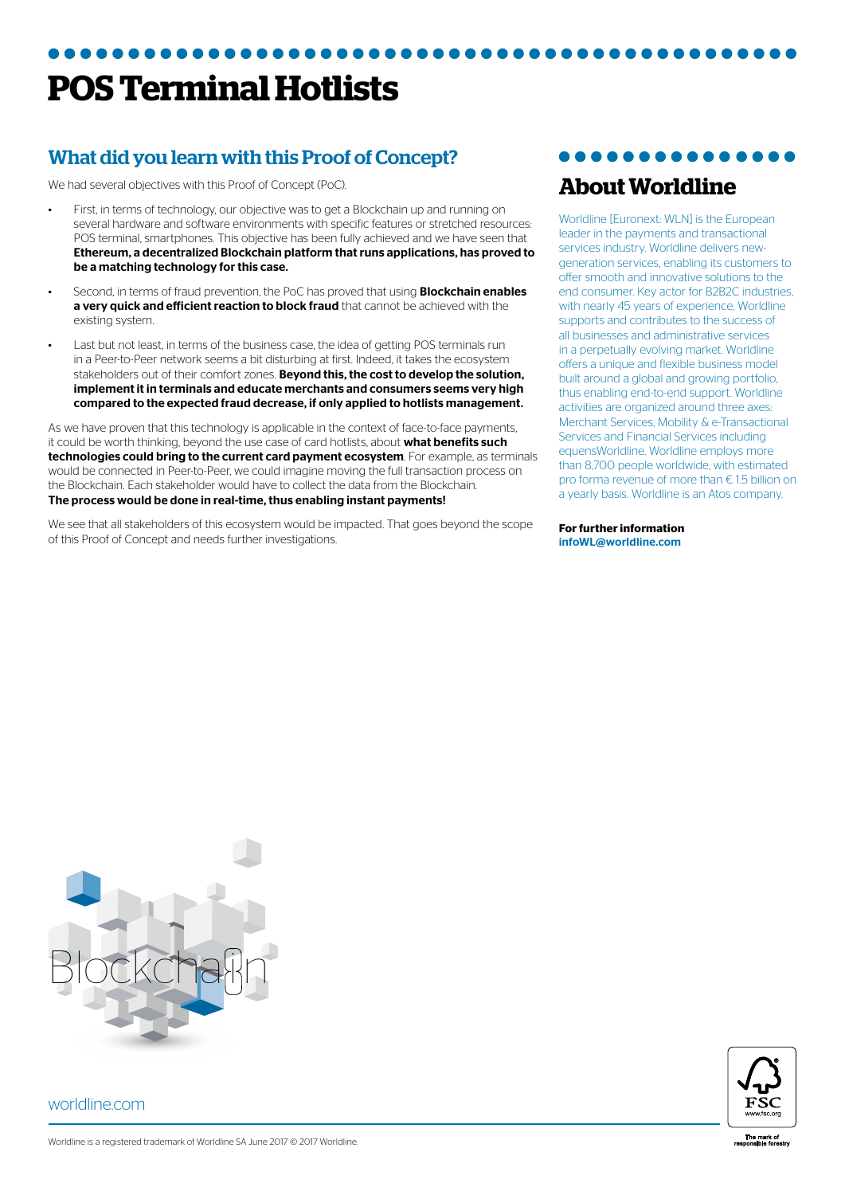# POS Terminal Hotlists

## What did you learn with this Proof of Concept?

We had several objectives with this Proof of Concept (PoC).

- First, in terms of technology, our objective was to get a Blockchain up and running on several hardware and software environments with specific features or stretched resources: POS terminal, smartphones. This objective has been fully achieved and we have seen that **Ethereum, a decentralized Blockchain platform that runs applications, has proved to be a matching technology for this case.**
- Second, in terms of fraud prevention, the PoC has proved that using **Blockchain enables a very quick and efficient reaction to block fraud** that cannot be achieved with the existing system.
- Last but not least, in terms of the business case, the idea of getting POS terminals run in a Peer-to-Peer network seems a bit disturbing at first. Indeed, it takes the ecosystem stakeholders out of their comfort zones. **Beyond this, the cost to develop the solution, implement it in terminals and educate merchants and consumers seems very high compared to the expected fraud decrease, if only applied to hotlists management.**

As we have proven that this technology is applicable in the context of face-to-face payments, it could be worth thinking, beyond the use case of card hotlists, about **what benefits such technologies could bring to the current card payment ecosystem**. For example, as terminals would be connected in Peer-to-Peer, we could imagine moving the full transaction process on the Blockchain. Each stakeholder would have to collect the data from the Blockchain.
**The process would be done in real-time, thus enabling instant payments!**

We see that all stakeholders of this ecosystem would be impacted. That goes beyond the scope of this Proof of Concept and needs further investigations.

## About Worldline

Worldline [Euronext: WLN] is the European leader in the payments and transactional services industry. Worldline delivers new-generation services, enabling its customers to offer smooth and innovative solutions to the end consumer. Key actor for B2B2C industries, with nearly 45 years of experience, Worldline supports and contributes to the success of all businesses and administrative services in a perpetually evolving market. Worldline offers a unique and flexible business model built around a global and growing portfolio, thus enabling end-to-end support. Worldline activities are organized around three axes: Merchant Services, Mobility & e-Transactional Services and Financial Services including equensWorldline. Worldline employs more than 8,700 people worldwide, with estimated pro forma revenue of more than € 1.5 billion on a yearly basis. Worldline is an Atos company.

**For further information**
**infoWL@worldline.com**

Blockchain

worldline.com

Worldline is a registered trademark of Worldline SA June 2017 © 2017 Worldline.

FSC
www.fsc.org
The mark of responsible forestry